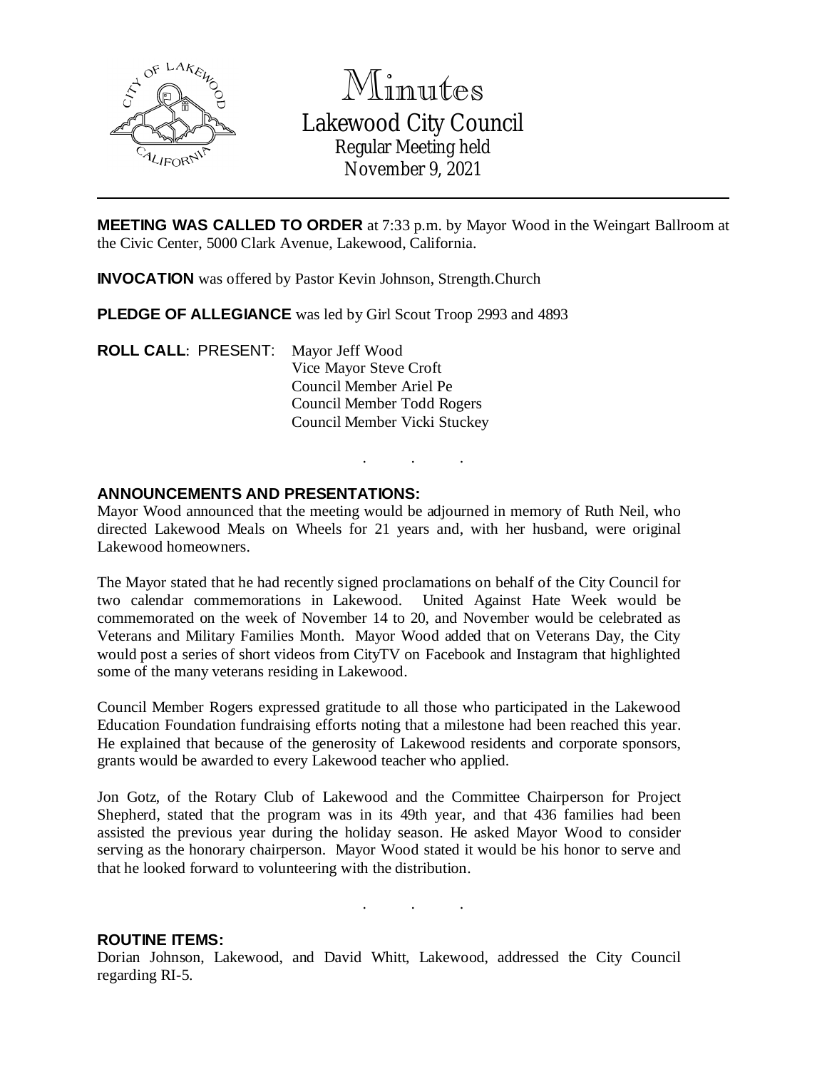# Minutes

## Lakewood City Council

Regular Meeting held
November 9, 2021

---

**MEETING WAS CALLED TO ORDER** at 7:33 p.m. by Mayor Wood in the Weingart Ballroom at the Civic Center, 5000 Clark Avenue, Lakewood, California.

**INVOCATION** was offered by Pastor Kevin Johnson, Strength.Church

**PLEDGE OF ALLEGIANCE** was led by Girl Scout Troop 2993 and 4893

**ROLL CALL**: PRESENT:
Mayor Jeff Wood
Vice Mayor Steve Croft
Council Member Ariel Pe
Council Member Todd Rogers
Council Member Vicki Stuckey

. . .

**ANNOUNCEMENTS AND PRESENTATIONS:**

Mayor Wood announced that the meeting would be adjourned in memory of Ruth Neil, who directed Lakewood Meals on Wheels for 21 years and, with her husband, were original Lakewood homeowners.

The Mayor stated that he had recently signed proclamations on behalf of the City Council for two calendar commemorations in Lakewood. United Against Hate Week would be commemorated on the week of November 14 to 20, and November would be celebrated as Veterans and Military Families Month. Mayor Wood added that on Veterans Day, the City would post a series of short videos from CityTV on Facebook and Instagram that highlighted some of the many veterans residing in Lakewood.

Council Member Rogers expressed gratitude to all those who participated in the Lakewood Education Foundation fundraising efforts noting that a milestone had been reached this year. He explained that because of the generosity of Lakewood residents and corporate sponsors, grants would be awarded to every Lakewood teacher who applied.

Jon Gotz, of the Rotary Club of Lakewood and the Committee Chairperson for Project Shepherd, stated that the program was in its 49th year, and that 436 families had been assisted the previous year during the holiday season. He asked Mayor Wood to consider serving as the honorary chairperson. Mayor Wood stated it would be his honor to serve and that he looked forward to volunteering with the distribution.

. . .

**ROUTINE ITEMS:**

Dorian Johnson, Lakewood, and David Whitt, Lakewood, addressed the City Council regarding RI-5.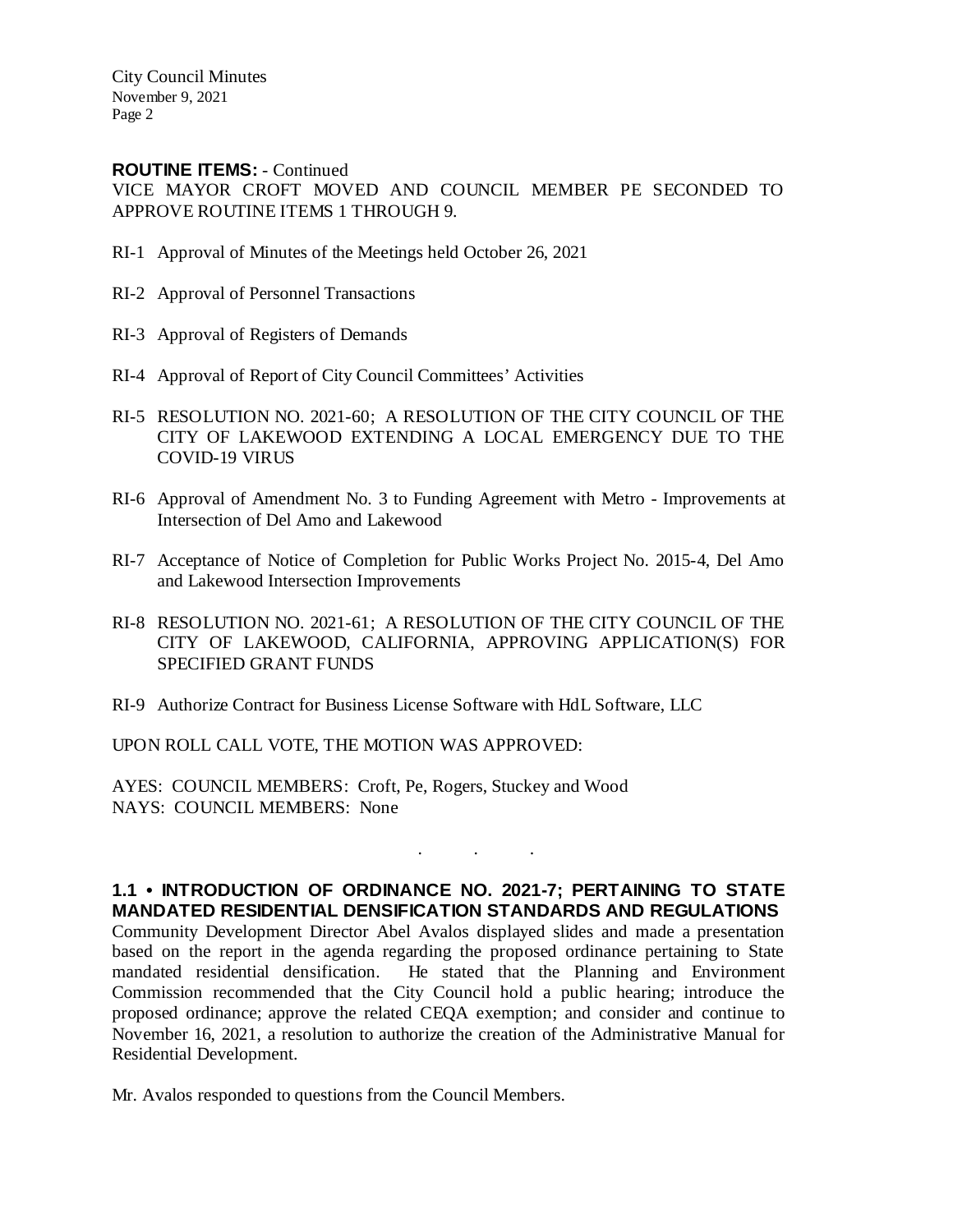**ROUTINE ITEMS:** - Continued

VICE MAYOR CROFT MOVED AND COUNCIL MEMBER PE SECONDED TO APPROVE ROUTINE ITEMS 1 THROUGH 9.

RI-1 Approval of Minutes of the Meetings held October 26, 2021

RI-2 Approval of Personnel Transactions

RI-3 Approval of Registers of Demands

RI-4 Approval of Report of City Council Committees' Activities

RI-5 RESOLUTION NO. 2021-60; A RESOLUTION OF THE CITY COUNCIL OF THE CITY OF LAKEWOOD EXTENDING A LOCAL EMERGENCY DUE TO THE COVID-19 VIRUS

RI-6 Approval of Amendment No. 3 to Funding Agreement with Metro - Improvements at Intersection of Del Amo and Lakewood

RI-7 Acceptance of Notice of Completion for Public Works Project No. 2015-4, Del Amo and Lakewood Intersection Improvements

RI-8 RESOLUTION NO. 2021-61; A RESOLUTION OF THE CITY COUNCIL OF THE CITY OF LAKEWOOD, CALIFORNIA, APPROVING APPLICATION(S) FOR SPECIFIED GRANT FUNDS

RI-9 Authorize Contract for Business License Software with HdL Software, LLC

UPON ROLL CALL VOTE, THE MOTION WAS APPROVED:

AYES: COUNCIL MEMBERS: Croft, Pe, Rogers, Stuckey and Wood
NAYS: COUNCIL MEMBERS: None

. . .

**1.1 • INTRODUCTION OF ORDINANCE NO. 2021-7; PERTAINING TO STATE MANDATED RESIDENTIAL DENSIFICATION STANDARDS AND REGULATIONS**

Community Development Director Abel Avalos displayed slides and made a presentation based on the report in the agenda regarding the proposed ordinance pertaining to State mandated residential densification. He stated that the Planning and Environment Commission recommended that the City Council hold a public hearing; introduce the proposed ordinance; approve the related CEQA exemption; and consider and continue to November 16, 2021, a resolution to authorize the creation of the Administrative Manual for Residential Development.

Mr. Avalos responded to questions from the Council Members.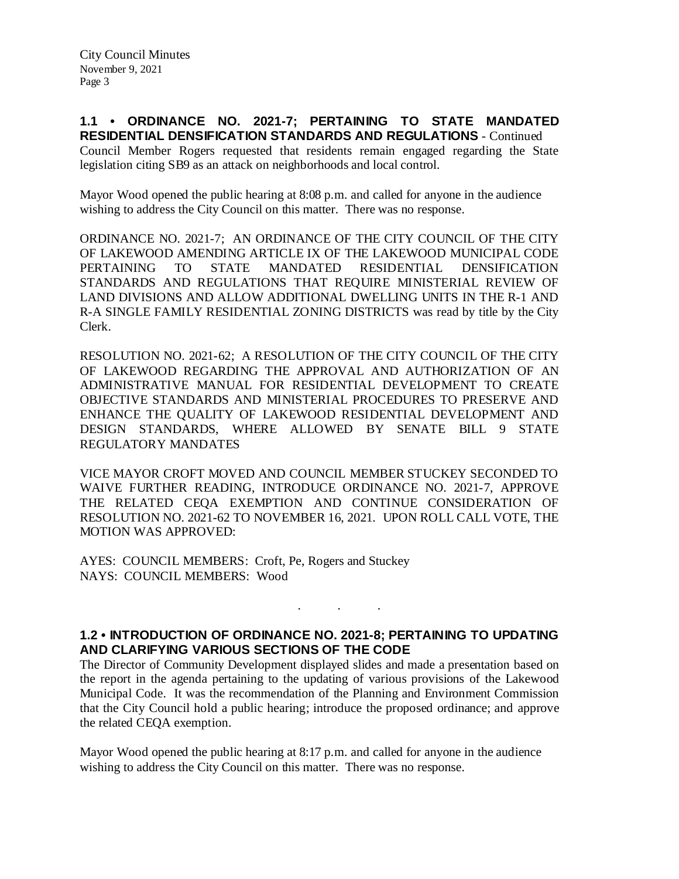**1.1 • ORDINANCE NO. 2021-7; PERTAINING TO STATE MANDATED RESIDENTIAL DENSIFICATION STANDARDS AND REGULATIONS** - Continued

Council Member Rogers requested that residents remain engaged regarding the State legislation citing SB9 as an attack on neighborhoods and local control.

Mayor Wood opened the public hearing at 8:08 p.m. and called for anyone in the audience wishing to address the City Council on this matter. There was no response.

ORDINANCE NO. 2021-7; AN ORDINANCE OF THE CITY COUNCIL OF THE CITY OF LAKEWOOD AMENDING ARTICLE IX OF THE LAKEWOOD MUNICIPAL CODE PERTAINING TO STATE MANDATED RESIDENTIAL DENSIFICATION STANDARDS AND REGULATIONS THAT REQUIRE MINISTERIAL REVIEW OF LAND DIVISIONS AND ALLOW ADDITIONAL DWELLING UNITS IN THE R-1 AND R-A SINGLE FAMILY RESIDENTIAL ZONING DISTRICTS was read by title by the City Clerk.

RESOLUTION NO. 2021-62; A RESOLUTION OF THE CITY COUNCIL OF THE CITY OF LAKEWOOD REGARDING THE APPROVAL AND AUTHORIZATION OF AN ADMINISTRATIVE MANUAL FOR RESIDENTIAL DEVELOPMENT TO CREATE OBJECTIVE STANDARDS AND MINISTERIAL PROCEDURES TO PRESERVE AND ENHANCE THE QUALITY OF LAKEWOOD RESIDENTIAL DEVELOPMENT AND DESIGN STANDARDS, WHERE ALLOWED BY SENATE BILL 9 STATE REGULATORY MANDATES

VICE MAYOR CROFT MOVED AND COUNCIL MEMBER STUCKEY SECONDED TO WAIVE FURTHER READING, INTRODUCE ORDINANCE NO. 2021-7, APPROVE THE RELATED CEQA EXEMPTION AND CONTINUE CONSIDERATION OF RESOLUTION NO. 2021-62 TO NOVEMBER 16, 2021. UPON ROLL CALL VOTE, THE MOTION WAS APPROVED:

AYES: COUNCIL MEMBERS: Croft, Pe, Rogers and Stuckey
NAYS: COUNCIL MEMBERS: Wood

. . .

**1.2 • INTRODUCTION OF ORDINANCE NO. 2021-8; PERTAINING TO UPDATING AND CLARIFYING VARIOUS SECTIONS OF THE CODE**

The Director of Community Development displayed slides and made a presentation based on the report in the agenda pertaining to the updating of various provisions of the Lakewood Municipal Code. It was the recommendation of the Planning and Environment Commission that the City Council hold a public hearing; introduce the proposed ordinance; and approve the related CEQA exemption.

Mayor Wood opened the public hearing at 8:17 p.m. and called for anyone in the audience wishing to address the City Council on this matter. There was no response.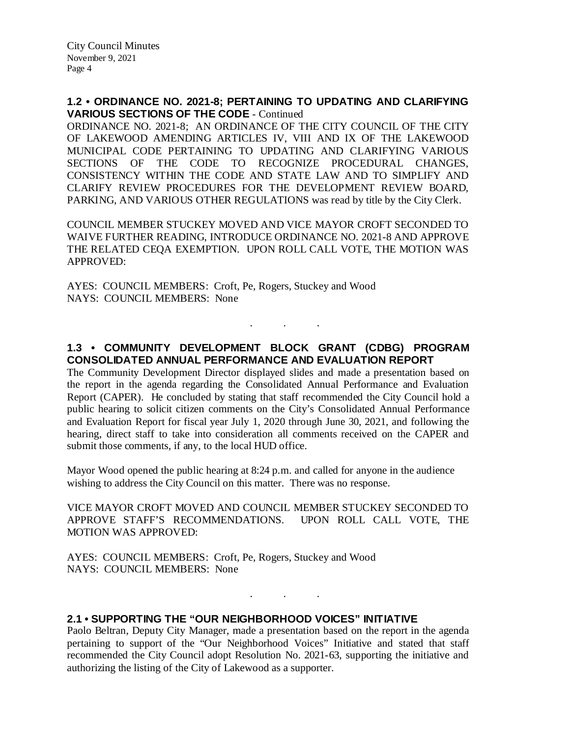**1.2 • ORDINANCE NO. 2021-8; PERTAINING TO UPDATING AND CLARIFYING VARIOUS SECTIONS OF THE CODE** - Continued

ORDINANCE NO. 2021-8; AN ORDINANCE OF THE CITY COUNCIL OF THE CITY OF LAKEWOOD AMENDING ARTICLES IV, VIII AND IX OF THE LAKEWOOD MUNICIPAL CODE PERTAINING TO UPDATING AND CLARIFYING VARIOUS SECTIONS OF THE CODE TO RECOGNIZE PROCEDURAL CHANGES, CONSISTENCY WITHIN THE CODE AND STATE LAW AND TO SIMPLIFY AND CLARIFY REVIEW PROCEDURES FOR THE DEVELOPMENT REVIEW BOARD, PARKING, AND VARIOUS OTHER REGULATIONS was read by title by the City Clerk.

COUNCIL MEMBER STUCKEY MOVED AND VICE MAYOR CROFT SECONDED TO WAIVE FURTHER READING, INTRODUCE ORDINANCE NO. 2021-8 AND APPROVE THE RELATED CEQA EXEMPTION. UPON ROLL CALL VOTE, THE MOTION WAS APPROVED:

AYES: COUNCIL MEMBERS: Croft, Pe, Rogers, Stuckey and Wood
NAYS: COUNCIL MEMBERS: None

. . .

**1.3 • COMMUNITY DEVELOPMENT BLOCK GRANT (CDBG) PROGRAM CONSOLIDATED ANNUAL PERFORMANCE AND EVALUATION REPORT**

The Community Development Director displayed slides and made a presentation based on the report in the agenda regarding the Consolidated Annual Performance and Evaluation Report (CAPER). He concluded by stating that staff recommended the City Council hold a public hearing to solicit citizen comments on the City's Consolidated Annual Performance and Evaluation Report for fiscal year July 1, 2020 through June 30, 2021, and following the hearing, direct staff to take into consideration all comments received on the CAPER and submit those comments, if any, to the local HUD office.

Mayor Wood opened the public hearing at 8:24 p.m. and called for anyone in the audience wishing to address the City Council on this matter. There was no response.

VICE MAYOR CROFT MOVED AND COUNCIL MEMBER STUCKEY SECONDED TO APPROVE STAFF'S RECOMMENDATIONS. UPON ROLL CALL VOTE, THE MOTION WAS APPROVED:

AYES: COUNCIL MEMBERS: Croft, Pe, Rogers, Stuckey and Wood
NAYS: COUNCIL MEMBERS: None

. . .

**2.1 • SUPPORTING THE "OUR NEIGHBORHOOD VOICES" INITIATIVE**

Paolo Beltran, Deputy City Manager, made a presentation based on the report in the agenda pertaining to support of the "Our Neighborhood Voices" Initiative and stated that staff recommended the City Council adopt Resolution No. 2021-63, supporting the initiative and authorizing the listing of the City of Lakewood as a supporter.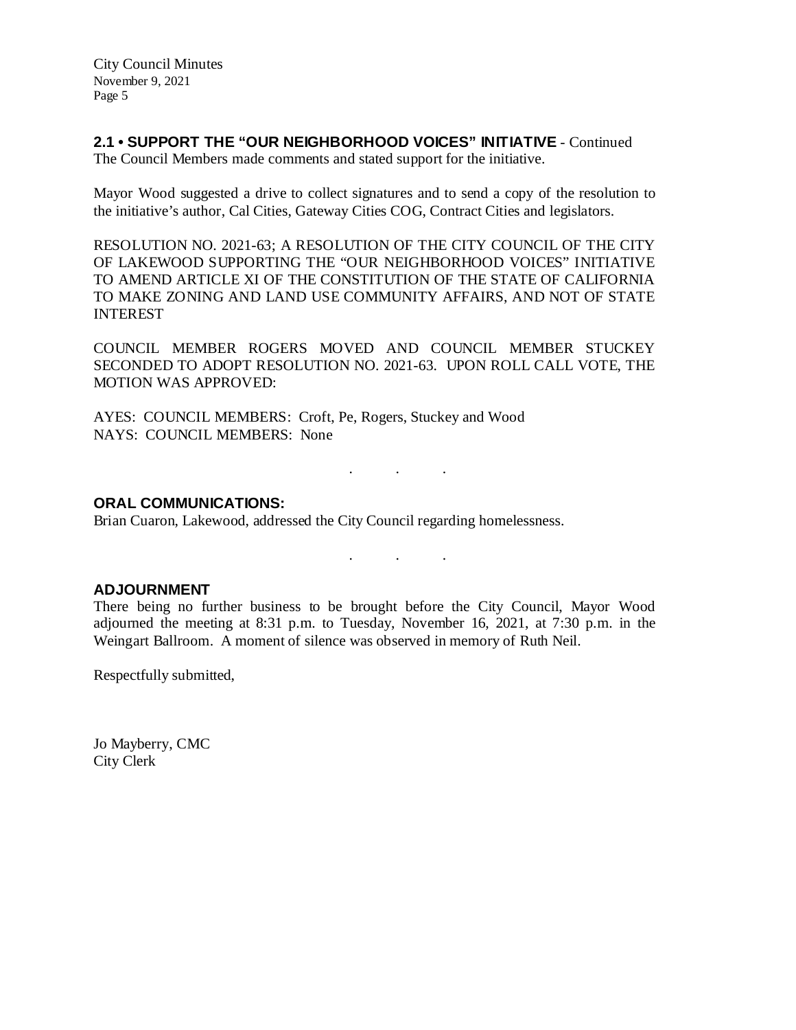**2.1 • SUPPORT THE "OUR NEIGHBORHOOD VOICES" INITIATIVE** - Continued

The Council Members made comments and stated support for the initiative.

Mayor Wood suggested a drive to collect signatures and to send a copy of the resolution to the initiative's author, Cal Cities, Gateway Cities COG, Contract Cities and legislators.

RESOLUTION NO. 2021-63; A RESOLUTION OF THE CITY COUNCIL OF THE CITY OF LAKEWOOD SUPPORTING THE "OUR NEIGHBORHOOD VOICES" INITIATIVE TO AMEND ARTICLE XI OF THE CONSTITUTION OF THE STATE OF CALIFORNIA TO MAKE ZONING AND LAND USE COMMUNITY AFFAIRS, AND NOT OF STATE INTEREST

COUNCIL MEMBER ROGERS MOVED AND COUNCIL MEMBER STUCKEY SECONDED TO ADOPT RESOLUTION NO. 2021-63. UPON ROLL CALL VOTE, THE MOTION WAS APPROVED:

AYES: COUNCIL MEMBERS: Croft, Pe, Rogers, Stuckey and Wood
NAYS: COUNCIL MEMBERS: None

. . .

**ORAL COMMUNICATIONS:**

Brian Cuaron, Lakewood, addressed the City Council regarding homelessness.

. . .

**ADJOURNMENT**

There being no further business to be brought before the City Council, Mayor Wood adjourned the meeting at 8:31 p.m. to Tuesday, November 16, 2021, at 7:30 p.m. in the Weingart Ballroom. A moment of silence was observed in memory of Ruth Neil.

Respectfully submitted,

Jo Mayberry, CMC
City Clerk